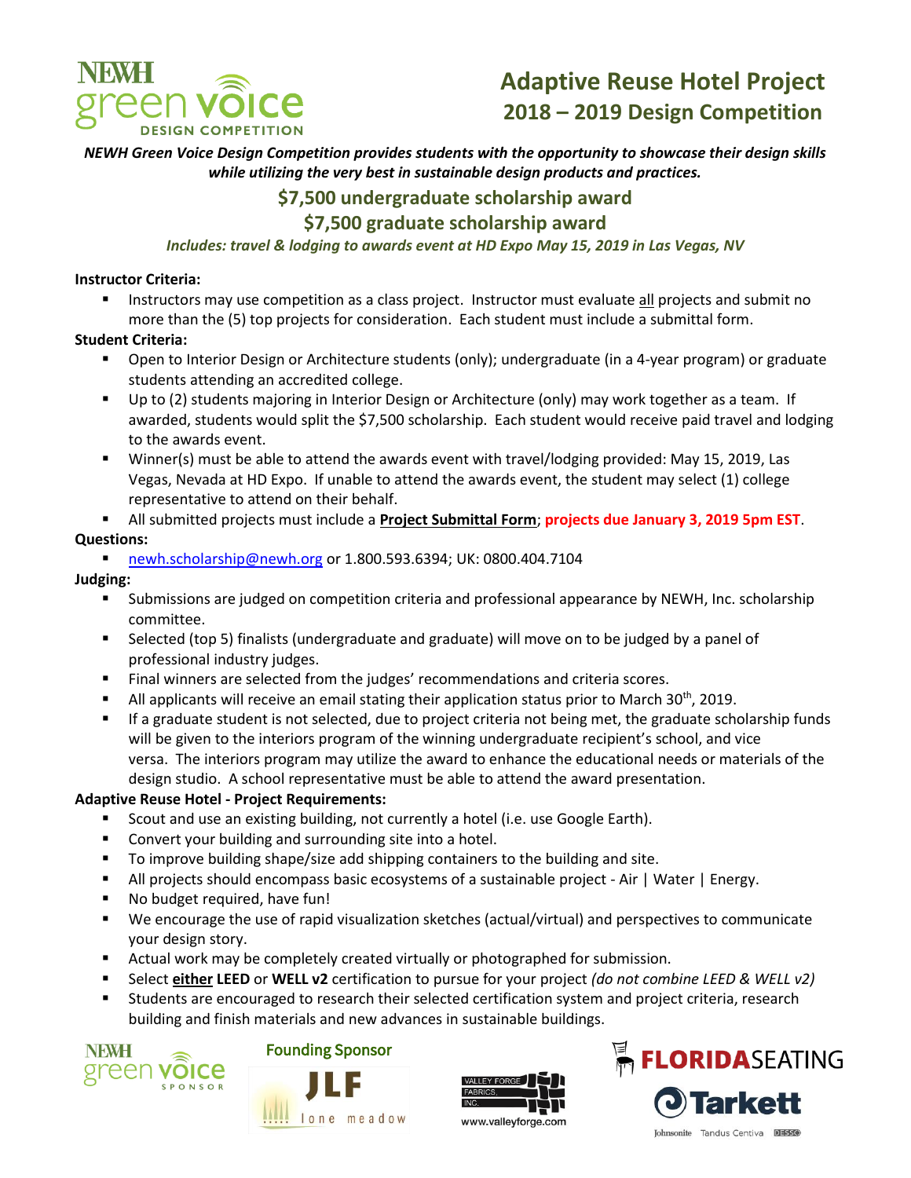# Adaptive Reuse Hotel Project
## 2018 – 2019 Design Competition

***NEWH Green Voice Design Competition provides students with the opportunity to showcase their design skills while utilizing the very best in sustainable design products and practices.***

## $7,500 undergraduate scholarship award
## $7,500 graduate scholarship award

***Includes: travel & lodging to awards event at HD Expo May 15, 2019 in Las Vegas, NV***

**Instructor Criteria:**

- Instructors may use competition as a class project. Instructor must evaluate all projects and submit no more than the (5) top projects for consideration. Each student must include a submittal form.

**Student Criteria:**

- Open to Interior Design or Architecture students (only); undergraduate (in a 4-year program) or graduate students attending an accredited college.
- Up to (2) students majoring in Interior Design or Architecture (only) may work together as a team. If awarded, students would split the $7,500 scholarship. Each student would receive paid travel and lodging to the awards event.
- Winner(s) must be able to attend the awards event with travel/lodging provided: May 15, 2019, Las Vegas, Nevada at HD Expo. If unable to attend the awards event, the student may select (1) college representative to attend on their behalf.
- All submitted projects must include a **Project Submittal Form**; **projects due January 3, 2019 5pm EST**.

**Questions:**

- newh.scholarship@newh.org or 1.800.593.6394; UK: 0800.404.7104

**Judging:**

- Submissions are judged on competition criteria and professional appearance by NEWH, Inc. scholarship committee.
- Selected (top 5) finalists (undergraduate and graduate) will move on to be judged by a panel of professional industry judges.
- Final winners are selected from the judges' recommendations and criteria scores.
- All applicants will receive an email stating their application status prior to March 30th, 2019.
- If a graduate student is not selected, due to project criteria not being met, the graduate scholarship funds will be given to the interiors program of the winning undergraduate recipient's school, and vice versa. The interiors program may utilize the award to enhance the educational needs or materials of the design studio. A school representative must be able to attend the award presentation.

**Adaptive Reuse Hotel - Project Requirements:**

- Scout and use an existing building, not currently a hotel (i.e. use Google Earth).
- Convert your building and surrounding site into a hotel.
- To improve building shape/size add shipping containers to the building and site.
- All projects should encompass basic ecosystems of a sustainable project - Air | Water | Energy.
- No budget required, have fun!
- We encourage the use of rapid visualization sketches (actual/virtual) and perspectives to communicate your design story.
- Actual work may be completely created virtually or photographed for submission.
- Select **either** **LEED** or **WELL v2** certification to pursue for your project *(do not combine LEED & WELL v2)*
- Students are encouraged to research their selected certification system and project criteria, research building and finish materials and new advances in sustainable buildings.

NEWH green voice SPONSOR

Founding Sponsor: JLF lone meadow

Valley Forge Fabrics, Inc. www.valleyforge.com

FLORIDASEATING

Tarkett — Johnsonite, Tandus Centiva, DESSO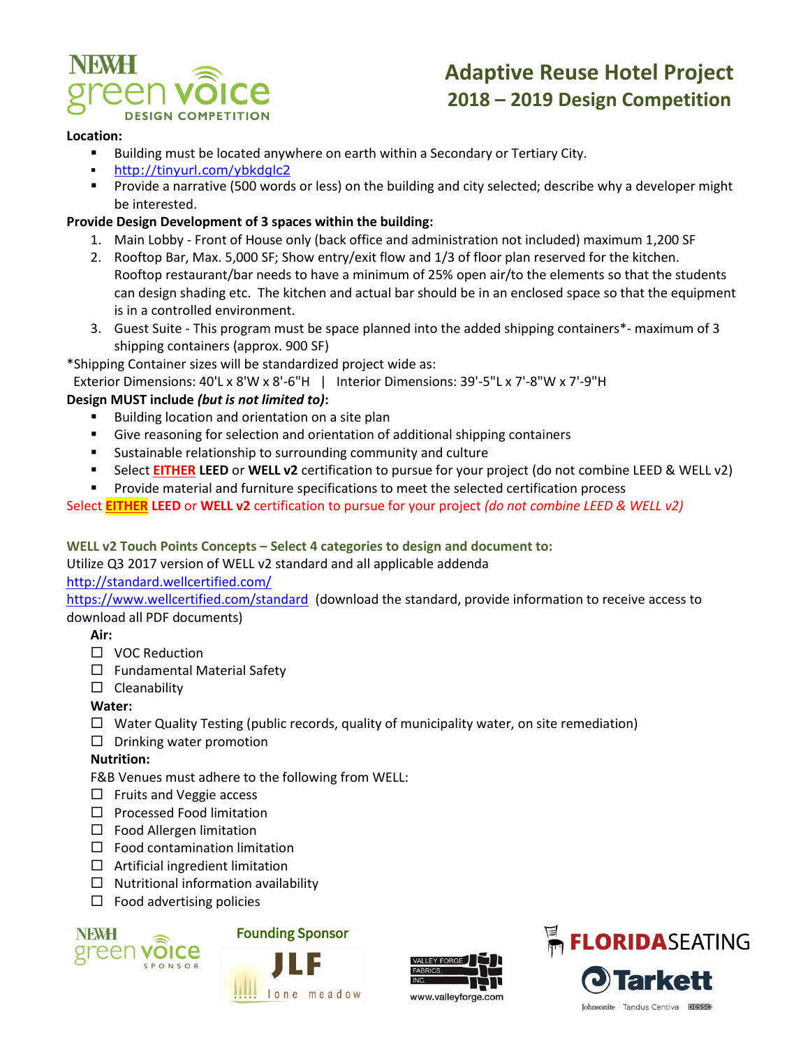# Adaptive Reuse Hotel Project
## 2018 – 2019 Design Competition

**Location:**

- Building must be located anywhere on earth within a Secondary or Tertiary City.
- http://tinyurl.com/ybkdglc2
- Provide a narrative (500 words or less) on the building and city selected; describe why a developer might be interested.

**Provide Design Development of 3 spaces within the building:**

1. Main Lobby - Front of House only (back office and administration not included) maximum 1,200 SF
2. Rooftop Bar, Max. 5,000 SF; Show entry/exit flow and 1/3 of floor plan reserved for the kitchen. Rooftop restaurant/bar needs to have a minimum of 25% open air/to the elements so that the students can design shading etc. The kitchen and actual bar should be in an enclosed space so that the equipment is in a controlled environment.
3. Guest Suite - This program must be space planned into the added shipping containers*- maximum of 3 shipping containers (approx. 900 SF)

*Shipping Container sizes will be standardized project wide as:
Exterior Dimensions: 40'L x 8'W x 8'-6"H | Interior Dimensions: 39'-5"L x 7'-8"W x 7'-9"H

**Design MUST include *(but is not limited to)*:**

- Building location and orientation on a site plan
- Give reasoning for selection and orientation of additional shipping containers
- Sustainable relationship to surrounding community and culture
- Select **EITHER** **LEED** or **WELL v2** certification to pursue for your project (do not combine LEED & WELL v2)
- Provide material and furniture specifications to meet the selected certification process

Select **EITHER** **LEED** or **WELL v2** certification to pursue for your project *(do not combine LEED & WELL v2)*

**WELL v2 Touch Points Concepts – Select 4 categories to design and document to:**

Utilize Q3 2017 version of WELL v2 standard and all applicable addenda
http://standard.wellcertified.com/
https://www.wellcertified.com/standard (download the standard, provide information to receive access to download all PDF documents)

**Air:**

- ☐ VOC Reduction
- ☐ Fundamental Material Safety
- ☐ Cleanability

**Water:**

- ☐ Water Quality Testing (public records, quality of municipality water, on site remediation)
- ☐ Drinking water promotion

**Nutrition:**

F&B Venues must adhere to the following from WELL:

- ☐ Fruits and Veggie access
- ☐ Processed Food limitation
- ☐ Food Allergen limitation
- ☐ Food contamination limitation
- ☐ Artificial ingredient limitation
- ☐ Nutritional information availability
- ☐ Food advertising policies

Founding Sponsor

www.valleyforge.com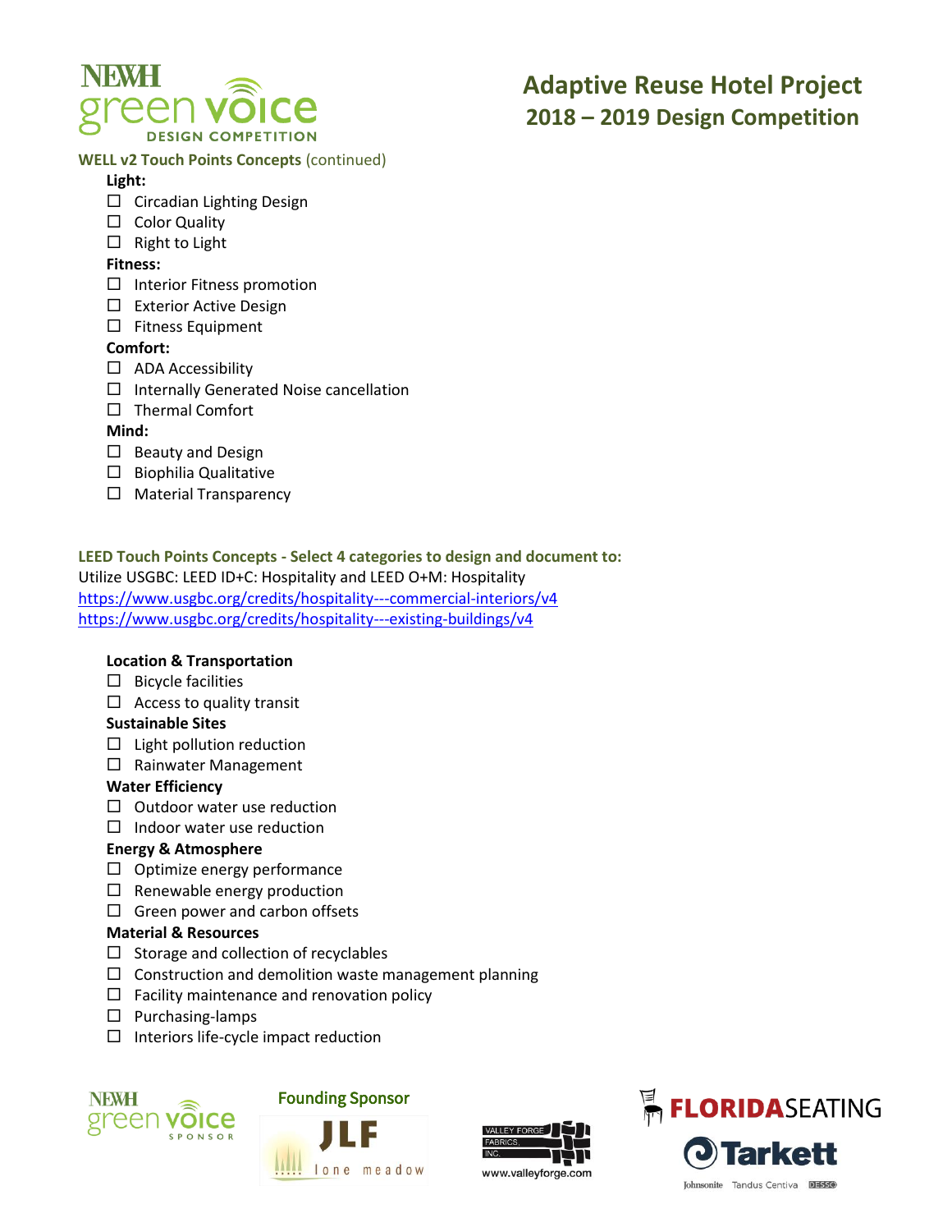# Adaptive Reuse Hotel Project
## 2018 – 2019 Design Competition

**WELL v2 Touch Points Concepts** (continued)

**Light:**
- ☐ Circadian Lighting Design
- ☐ Color Quality
- ☐ Right to Light

**Fitness:**
- ☐ Interior Fitness promotion
- ☐ Exterior Active Design
- ☐ Fitness Equipment

**Comfort:**
- ☐ ADA Accessibility
- ☐ Internally Generated Noise cancellation
- ☐ Thermal Comfort

**Mind:**
- ☐ Beauty and Design
- ☐ Biophilia Qualitative
- ☐ Material Transparency

**LEED Touch Points Concepts - Select 4 categories to design and document to:**

Utilize USGBC: LEED ID+C: Hospitality and LEED O+M: Hospitality

https://www.usgbc.org/credits/hospitality---commercial-interiors/v4

https://www.usgbc.org/credits/hospitality---existing-buildings/v4

**Location & Transportation**
- ☐ Bicycle facilities
- ☐ Access to quality transit

**Sustainable Sites**
- ☐ Light pollution reduction
- ☐ Rainwater Management

**Water Efficiency**
- ☐ Outdoor water use reduction
- ☐ Indoor water use reduction

**Energy & Atmosphere**
- ☐ Optimize energy performance
- ☐ Renewable energy production
- ☐ Green power and carbon offsets

**Material & Resources**
- ☐ Storage and collection of recyclables
- ☐ Construction and demolition waste management planning
- ☐ Facility maintenance and renovation policy
- ☐ Purchasing-lamps
- ☐ Interiors life-cycle impact reduction

Founding Sponsor

www.valleyforge.com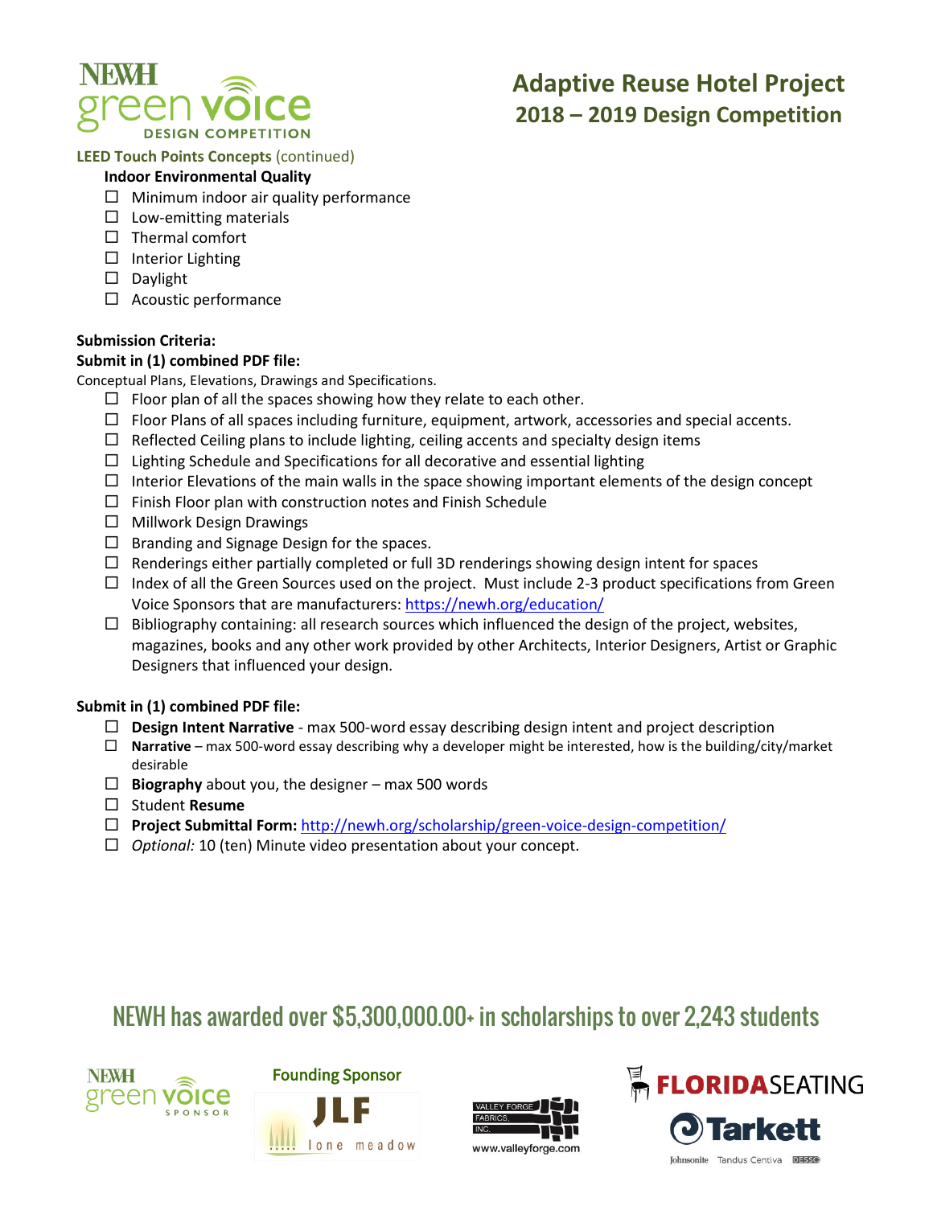# Adaptive Reuse Hotel Project
## 2018 – 2019 Design Competition

**LEED Touch Points Concepts** (continued)

**Indoor Environmental Quality**

- ☐ Minimum indoor air quality performance
- ☐ Low-emitting materials
- ☐ Thermal comfort
- ☐ Interior Lighting
- ☐ Daylight
- ☐ Acoustic performance

**Submission Criteria:**

**Submit in (1) combined PDF file:**

Conceptual Plans, Elevations, Drawings and Specifications.

- ☐ Floor plan of all the spaces showing how they relate to each other.
- ☐ Floor Plans of all spaces including furniture, equipment, artwork, accessories and special accents.
- ☐ Reflected Ceiling plans to include lighting, ceiling accents and specialty design items
- ☐ Lighting Schedule and Specifications for all decorative and essential lighting
- ☐ Interior Elevations of the main walls in the space showing important elements of the design concept
- ☐ Finish Floor plan with construction notes and Finish Schedule
- ☐ Millwork Design Drawings
- ☐ Branding and Signage Design for the spaces.
- ☐ Renderings either partially completed or full 3D renderings showing design intent for spaces
- ☐ Index of all the Green Sources used on the project. Must include 2-3 product specifications from Green Voice Sponsors that are manufacturers: https://newh.org/education/
- ☐ Bibliography containing: all research sources which influenced the design of the project, websites, magazines, books and any other work provided by other Architects, Interior Designers, Artist or Graphic Designers that influenced your design.

**Submit in (1) combined PDF file:**

- ☐ **Design Intent Narrative** - max 500-word essay describing design intent and project description
- ☐ **Narrative** – max 500-word essay describing why a developer might be interested, how is the building/city/market desirable
- ☐ **Biography** about you, the designer – max 500 words
- ☐ Student **Resume**
- ☐ **Project Submittal Form:** http://newh.org/scholarship/green-voice-design-competition/
- ☐ *Optional:* 10 (ten) Minute video presentation about your concept.

NEWH has awarded over $5,300,000.00+ in scholarships to over 2,243 students

NEWH green voice SPONSOR

Founding Sponsor

JLF lone meadow

VALLEY FORGE FABRICS, INC. www.valleyforge.com

FLORIDASEATING

Tarkett

Johnsonite Tandus Centiva DESSO